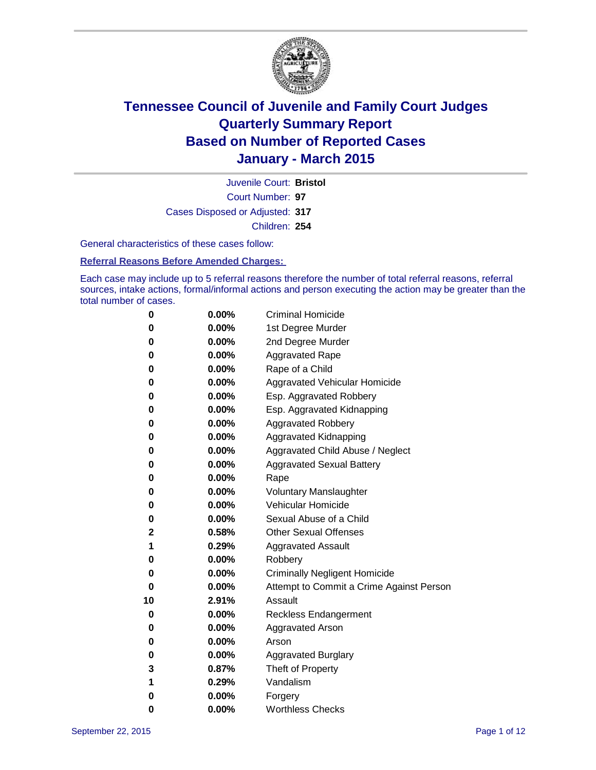# Tennessee Council of Juvenile and Family Court Judges
## Quarterly Summary Report
## Based on Number of Reported Cases
## January - March 2015

Juvenile Court: **Bristol**

Court Number: **97**

Cases Disposed or Adjusted: **317**

Children: **254**

General characteristics of these cases follow:

**Referral Reasons Before Amended Charges:**

Each case may include up to 5 referral reasons therefore the number of total referral reasons, referral sources, intake actions, formal/informal actions and person executing the action may be greater than the total number of cases.

| Count | Percent | Referral Reason |
|---|---|---|
| 0 | 0.00% | Criminal Homicide |
| 0 | 0.00% | 1st Degree Murder |
| 0 | 0.00% | 2nd Degree Murder |
| 0 | 0.00% | Aggravated Rape |
| 0 | 0.00% | Rape of a Child |
| 0 | 0.00% | Aggravated Vehicular Homicide |
| 0 | 0.00% | Esp. Aggravated Robbery |
| 0 | 0.00% | Esp. Aggravated Kidnapping |
| 0 | 0.00% | Aggravated Robbery |
| 0 | 0.00% | Aggravated Kidnapping |
| 0 | 0.00% | Aggravated Child Abuse / Neglect |
| 0 | 0.00% | Aggravated Sexual Battery |
| 0 | 0.00% | Rape |
| 0 | 0.00% | Voluntary Manslaughter |
| 0 | 0.00% | Vehicular Homicide |
| 0 | 0.00% | Sexual Abuse of a Child |
| 2 | 0.58% | Other Sexual Offenses |
| 1 | 0.29% | Aggravated Assault |
| 0 | 0.00% | Robbery |
| 0 | 0.00% | Criminally Negligent Homicide |
| 0 | 0.00% | Attempt to Commit a Crime Against Person |
| 10 | 2.91% | Assault |
| 0 | 0.00% | Reckless Endangerment |
| 0 | 0.00% | Aggravated Arson |
| 0 | 0.00% | Arson |
| 0 | 0.00% | Aggravated Burglary |
| 3 | 0.87% | Theft of Property |
| 1 | 0.29% | Vandalism |
| 0 | 0.00% | Forgery |
| 0 | 0.00% | Worthless Checks |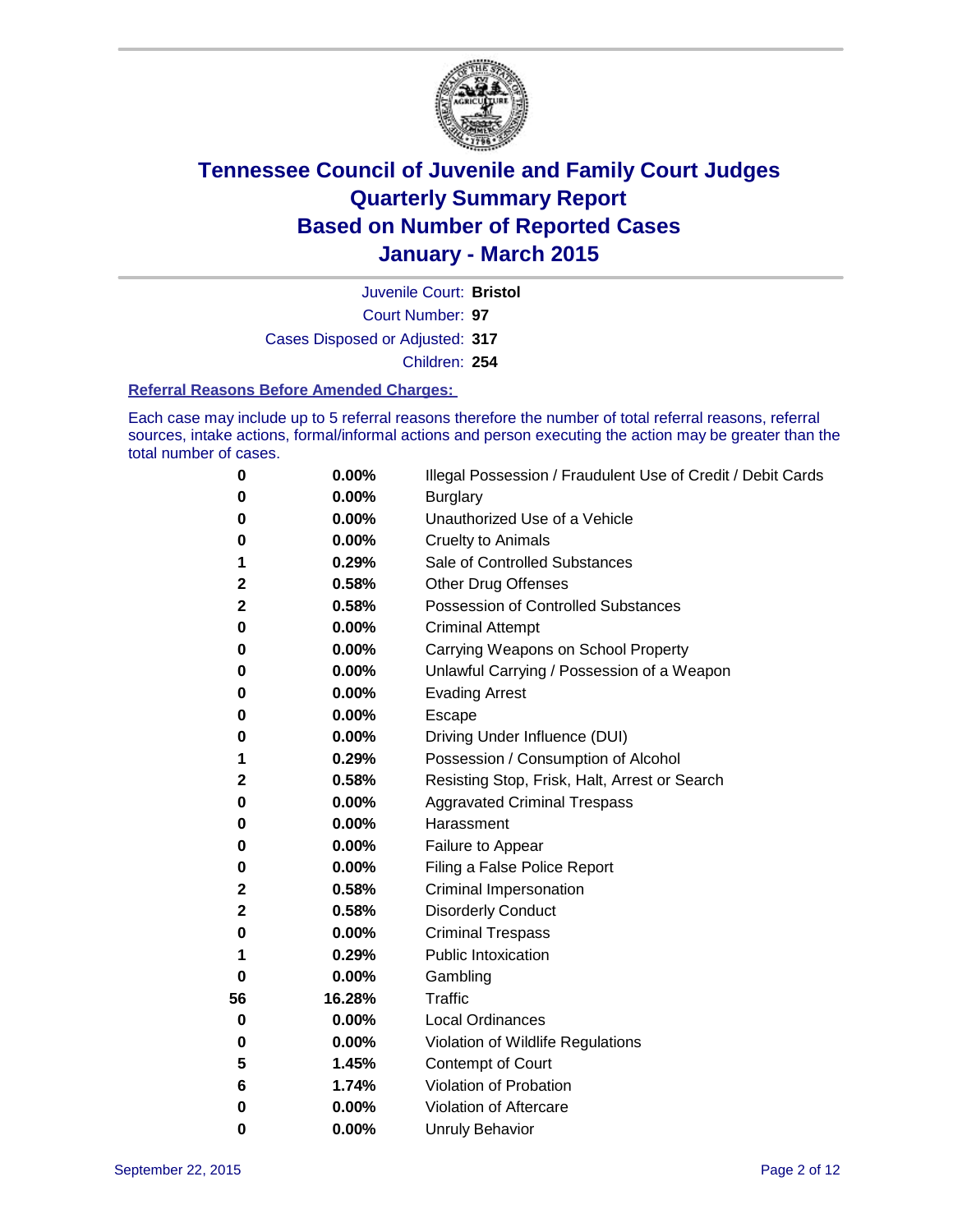# Tennessee Council of Juvenile and Family Court Judges
# Quarterly Summary Report
# Based on Number of Reported Cases
# January - March 2015

Juvenile Court: **Bristol**
Court Number: **97**
Cases Disposed or Adjusted: **317**
Children: **254**

### Referral Reasons Before Amended Charges:

Each case may include up to 5 referral reasons therefore the number of total referral reasons, referral sources, intake actions, formal/informal actions and person executing the action may be greater than the total number of cases.

| Count | Percent | Referral Reason |
|---|---|---|
| 0 | 0.00% | Illegal Possession / Fraudulent Use of Credit / Debit Cards |
| 0 | 0.00% | Burglary |
| 0 | 0.00% | Unauthorized Use of a Vehicle |
| 0 | 0.00% | Cruelty to Animals |
| 1 | 0.29% | Sale of Controlled Substances |
| 2 | 0.58% | Other Drug Offenses |
| 2 | 0.58% | Possession of Controlled Substances |
| 0 | 0.00% | Criminal Attempt |
| 0 | 0.00% | Carrying Weapons on School Property |
| 0 | 0.00% | Unlawful Carrying / Possession of a Weapon |
| 0 | 0.00% | Evading Arrest |
| 0 | 0.00% | Escape |
| 0 | 0.00% | Driving Under Influence (DUI) |
| 1 | 0.29% | Possession / Consumption of Alcohol |
| 2 | 0.58% | Resisting Stop, Frisk, Halt, Arrest or Search |
| 0 | 0.00% | Aggravated Criminal Trespass |
| 0 | 0.00% | Harassment |
| 0 | 0.00% | Failure to Appear |
| 0 | 0.00% | Filing a False Police Report |
| 2 | 0.58% | Criminal Impersonation |
| 2 | 0.58% | Disorderly Conduct |
| 0 | 0.00% | Criminal Trespass |
| 1 | 0.29% | Public Intoxication |
| 0 | 0.00% | Gambling |
| 56 | 16.28% | Traffic |
| 0 | 0.00% | Local Ordinances |
| 0 | 0.00% | Violation of Wildlife Regulations |
| 5 | 1.45% | Contempt of Court |
| 6 | 1.74% | Violation of Probation |
| 0 | 0.00% | Violation of Aftercare |
| 0 | 0.00% | Unruly Behavior |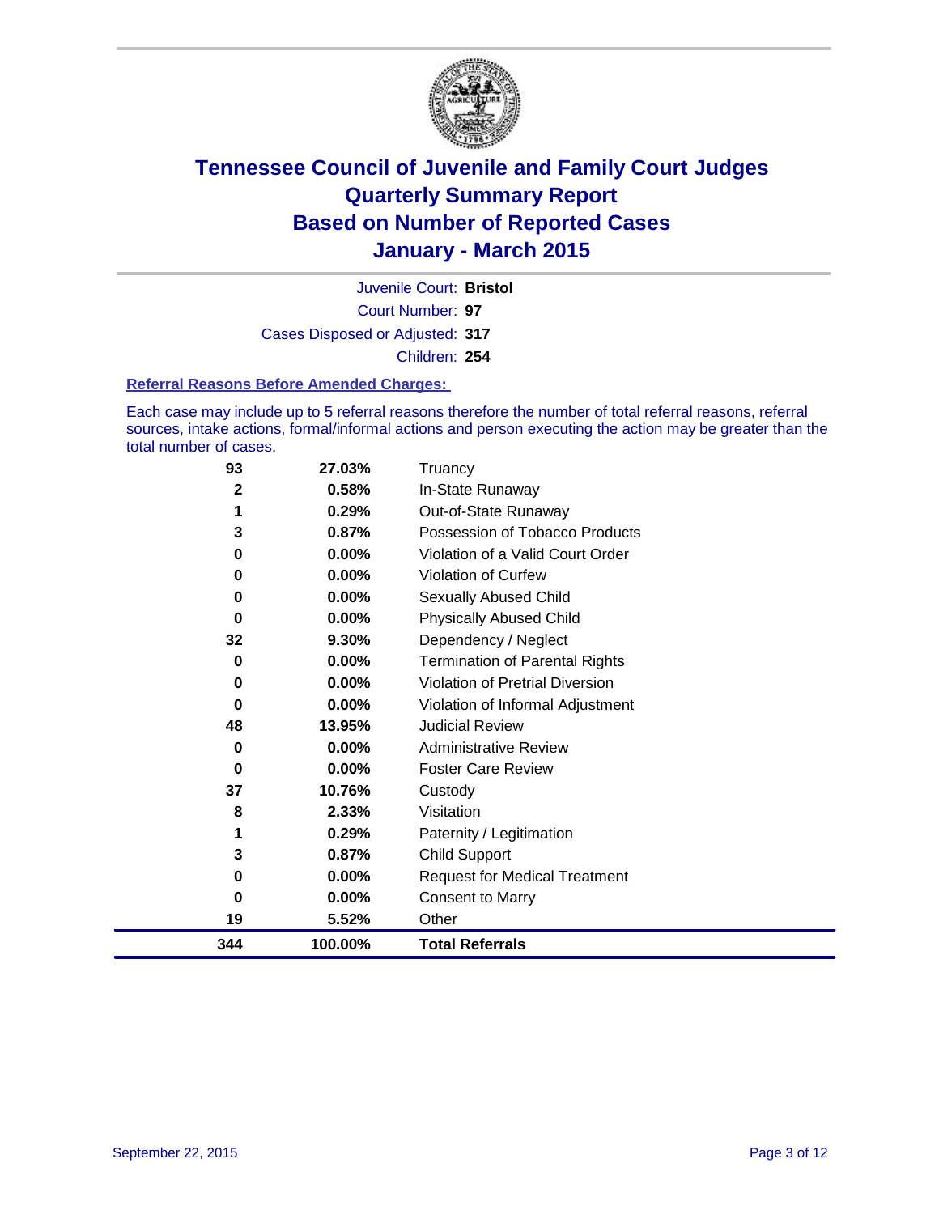# Tennessee Council of Juvenile and Family Court Judges
# Quarterly Summary Report
# Based on Number of Reported Cases
# January - March 2015

Juvenile Court: **Bristol**

Court Number: **97**

Cases Disposed or Adjusted: **317**

Children: **254**

### Referral Reasons Before Amended Charges:

Each case may include up to 5 referral reasons therefore the number of total referral reasons, referral sources, intake actions, formal/informal actions and person executing the action may be greater than the total number of cases.

| Count | Percent | Referral Reason |
|---|---|---|
| 93 | 27.03% | Truancy |
| 2 | 0.58% | In-State Runaway |
| 1 | 0.29% | Out-of-State Runaway |
| 3 | 0.87% | Possession of Tobacco Products |
| 0 | 0.00% | Violation of a Valid Court Order |
| 0 | 0.00% | Violation of Curfew |
| 0 | 0.00% | Sexually Abused Child |
| 0 | 0.00% | Physically Abused Child |
| 32 | 9.30% | Dependency / Neglect |
| 0 | 0.00% | Termination of Parental Rights |
| 0 | 0.00% | Violation of Pretrial Diversion |
| 0 | 0.00% | Violation of Informal Adjustment |
| 48 | 13.95% | Judicial Review |
| 0 | 0.00% | Administrative Review |
| 0 | 0.00% | Foster Care Review |
| 37 | 10.76% | Custody |
| 8 | 2.33% | Visitation |
| 1 | 0.29% | Paternity / Legitimation |
| 3 | 0.87% | Child Support |
| 0 | 0.00% | Request for Medical Treatment |
| 0 | 0.00% | Consent to Marry |
| 19 | 5.52% | Other |
| **344** | **100.00%** | **Total Referrals** |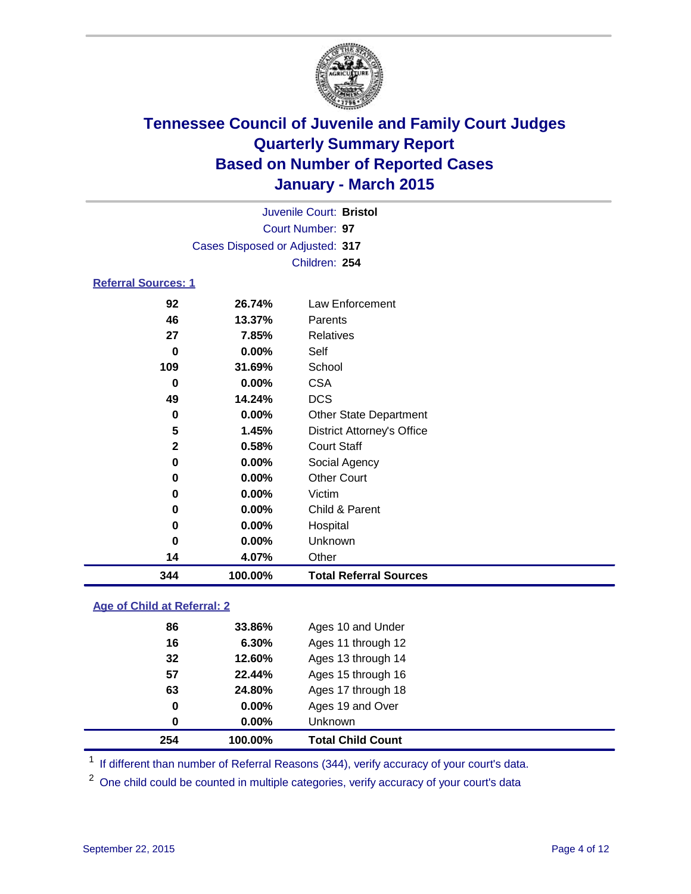# Tennessee Council of Juvenile and Family Court Judges
## Quarterly Summary Report
## Based on Number of Reported Cases
## January - March 2015

Juvenile Court: **Bristol**
Court Number: **97**
Cases Disposed or Adjusted: **317**
Children: **254**

### Referral Sources: 1

| Count | Percent | Source |
|---|---|---|
| 92 | 26.74% | Law Enforcement |
| 46 | 13.37% | Parents |
| 27 | 7.85% | Relatives |
| 0 | 0.00% | Self |
| 109 | 31.69% | School |
| 0 | 0.00% | CSA |
| 49 | 14.24% | DCS |
| 0 | 0.00% | Other State Department |
| 5 | 1.45% | District Attorney's Office |
| 2 | 0.58% | Court Staff |
| 0 | 0.00% | Social Agency |
| 0 | 0.00% | Other Court |
| 0 | 0.00% | Victim |
| 0 | 0.00% | Child & Parent |
| 0 | 0.00% | Hospital |
| 0 | 0.00% | Unknown |
| 14 | 4.07% | Other |
| **344** | **100.00%** | **Total Referral Sources** |

### Age of Child at Referral: 2

| Count | Percent | Age |
|---|---|---|
| 86 | 33.86% | Ages 10 and Under |
| 16 | 6.30% | Ages 11 through 12 |
| 32 | 12.60% | Ages 13 through 14 |
| 57 | 22.44% | Ages 15 through 16 |
| 63 | 24.80% | Ages 17 through 18 |
| 0 | 0.00% | Ages 19 and Over |
| 0 | 0.00% | Unknown |
| **254** | **100.00%** | **Total Child Count** |

[1] If different than number of Referral Reasons (344), verify accuracy of your court's data.

[2] One child could be counted in multiple categories, verify accuracy of your court's data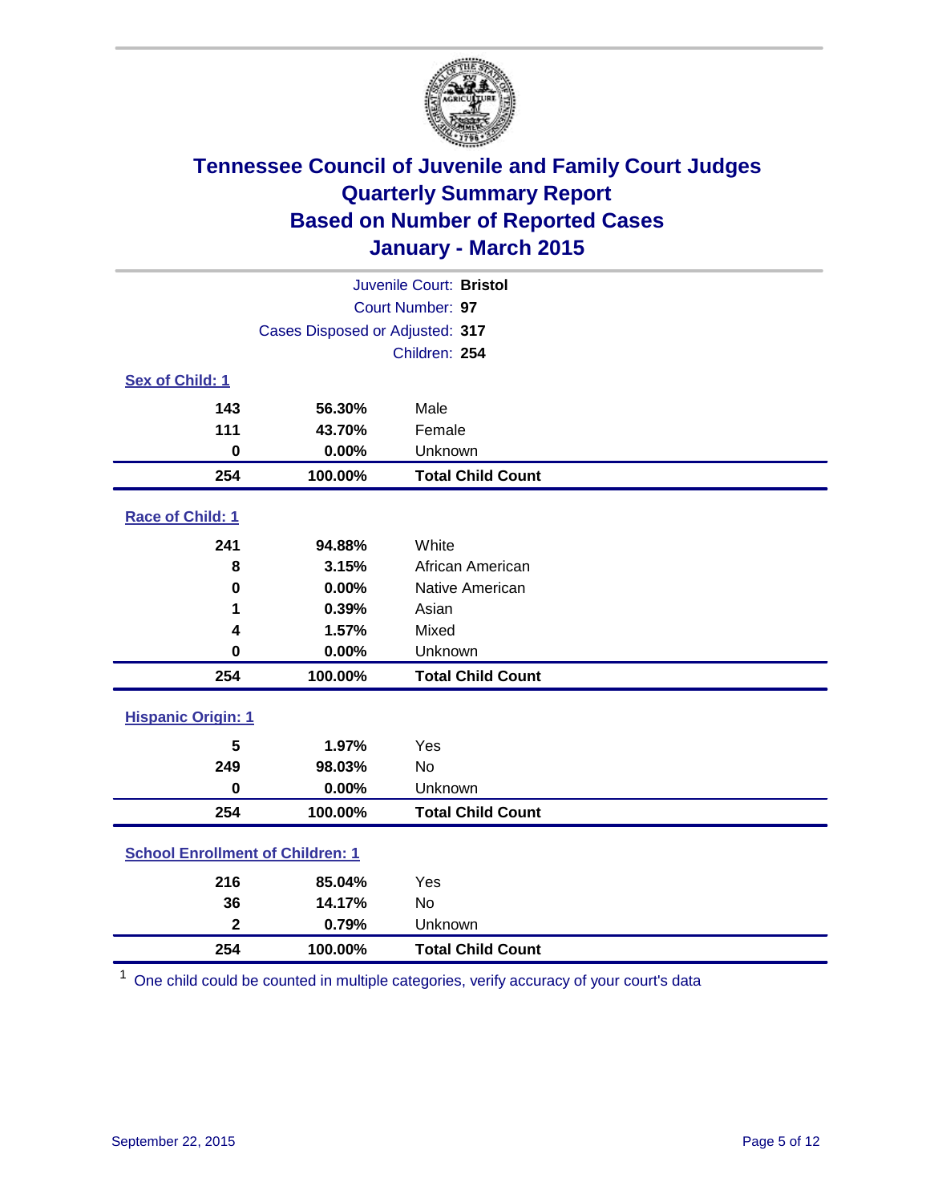# Tennessee Council of Juvenile and Family Court Judges
# Quarterly Summary Report
# Based on Number of Reported Cases
# January - March 2015

Juvenile Court: **Bristol**

Court Number: **97**

Cases Disposed or Adjusted: **317**

Children: **254**

### Sex of Child: 1

| Count | Percent | Category |
|---|---|---|
| 143 | 56.30% | Male |
| 111 | 43.70% | Female |
| 0 | 0.00% | Unknown |
| **254** | **100.00%** | **Total Child Count** |

### Race of Child: 1

| Count | Percent | Category |
|---|---|---|
| 241 | 94.88% | White |
| 8 | 3.15% | African American |
| 0 | 0.00% | Native American |
| 1 | 0.39% | Asian |
| 4 | 1.57% | Mixed |
| 0 | 0.00% | Unknown |
| **254** | **100.00%** | **Total Child Count** |

### Hispanic Origin: 1

| Count | Percent | Category |
|---|---|---|
| 5 | 1.97% | Yes |
| 249 | 98.03% | No |
| 0 | 0.00% | Unknown |
| **254** | **100.00%** | **Total Child Count** |

### School Enrollment of Children: 1

| Count | Percent | Category |
|---|---|---|
| 216 | 85.04% | Yes |
| 36 | 14.17% | No |
| 2 | 0.79% | Unknown |
| **254** | **100.00%** | **Total Child Count** |

[1] One child could be counted in multiple categories, verify accuracy of your court's data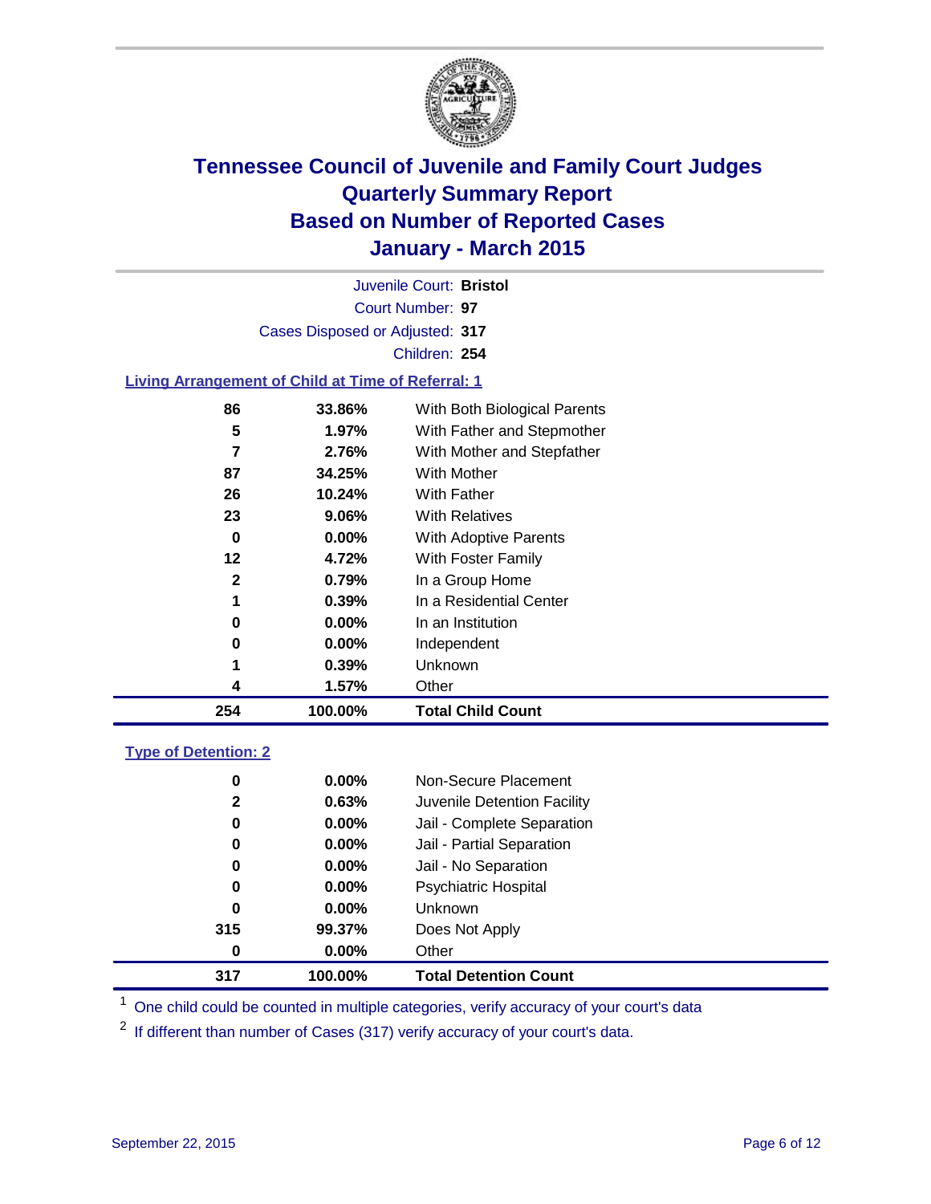# Tennessee Council of Juvenile and Family Court Judges
## Quarterly Summary Report
## Based on Number of Reported Cases
## January - March 2015

Juvenile Court: **Bristol**
Court Number: **97**
Cases Disposed or Adjusted: **317**
Children: **254**

### Living Arrangement of Child at Time of Referral: 1

| | | |
|---|---|---|
| **86** | **33.86%** | With Both Biological Parents |
| **5** | **1.97%** | With Father and Stepmother |
| **7** | **2.76%** | With Mother and Stepfather |
| **87** | **34.25%** | With Mother |
| **26** | **10.24%** | With Father |
| **23** | **9.06%** | With Relatives |
| **0** | **0.00%** | With Adoptive Parents |
| **12** | **4.72%** | With Foster Family |
| **2** | **0.79%** | In a Group Home |
| **1** | **0.39%** | In a Residential Center |
| **0** | **0.00%** | In an Institution |
| **0** | **0.00%** | Independent |
| **1** | **0.39%** | Unknown |
| **4** | **1.57%** | Other |
| **254** | **100.00%** | **Total Child Count** |

### Type of Detention: 2

| | | |
|---|---|---|
| **0** | **0.00%** | Non-Secure Placement |
| **2** | **0.63%** | Juvenile Detention Facility |
| **0** | **0.00%** | Jail - Complete Separation |
| **0** | **0.00%** | Jail - Partial Separation |
| **0** | **0.00%** | Jail - No Separation |
| **0** | **0.00%** | Psychiatric Hospital |
| **0** | **0.00%** | Unknown |
| **315** | **99.37%** | Does Not Apply |
| **0** | **0.00%** | Other |
| **317** | **100.00%** | **Total Detention Count** |

[1] One child could be counted in multiple categories, verify accuracy of your court's data

[2] If different than number of Cases (317) verify accuracy of your court's data.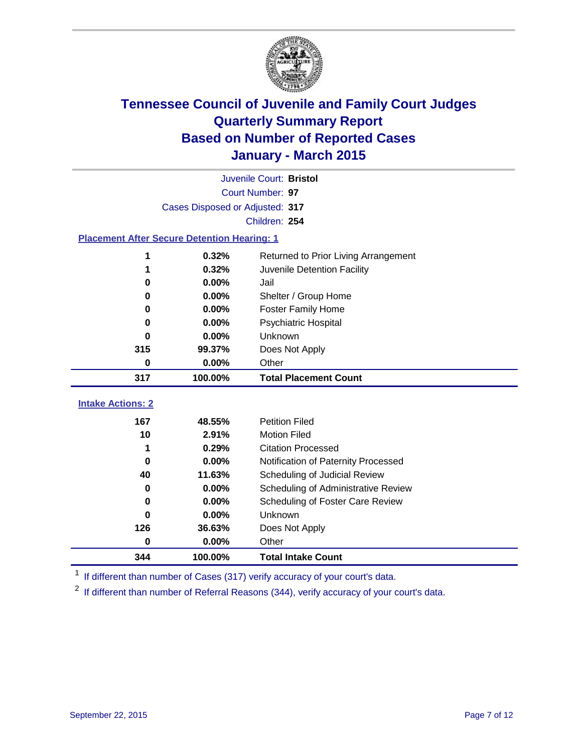# Tennessee Council of Juvenile and Family Court Judges
# Quarterly Summary Report
# Based on Number of Reported Cases
# January - March 2015

Juvenile Court: **Bristol**
Court Number: **97**
Cases Disposed or Adjusted: **317**
Children: **254**

### Placement After Secure Detention Hearing: 1

| Count | Percent | Placement |
|---|---|---|
| 1 | 0.32% | Returned to Prior Living Arrangement |
| 1 | 0.32% | Juvenile Detention Facility |
| 0 | 0.00% | Jail |
| 0 | 0.00% | Shelter / Group Home |
| 0 | 0.00% | Foster Family Home |
| 0 | 0.00% | Psychiatric Hospital |
| 0 | 0.00% | Unknown |
| 315 | 99.37% | Does Not Apply |
| 0 | 0.00% | Other |
| **317** | **100.00%** | **Total Placement Count** |

### Intake Actions: 2

| Count | Percent | Intake Action |
|---|---|---|
| 167 | 48.55% | Petition Filed |
| 10 | 2.91% | Motion Filed |
| 1 | 0.29% | Citation Processed |
| 0 | 0.00% | Notification of Paternity Processed |
| 40 | 11.63% | Scheduling of Judicial Review |
| 0 | 0.00% | Scheduling of Administrative Review |
| 0 | 0.00% | Scheduling of Foster Care Review |
| 0 | 0.00% | Unknown |
| 126 | 36.63% | Does Not Apply |
| 0 | 0.00% | Other |
| **344** | **100.00%** | **Total Intake Count** |

[1] If different than number of Cases (317) verify accuracy of your court's data.

[2] If different than number of Referral Reasons (344), verify accuracy of your court's data.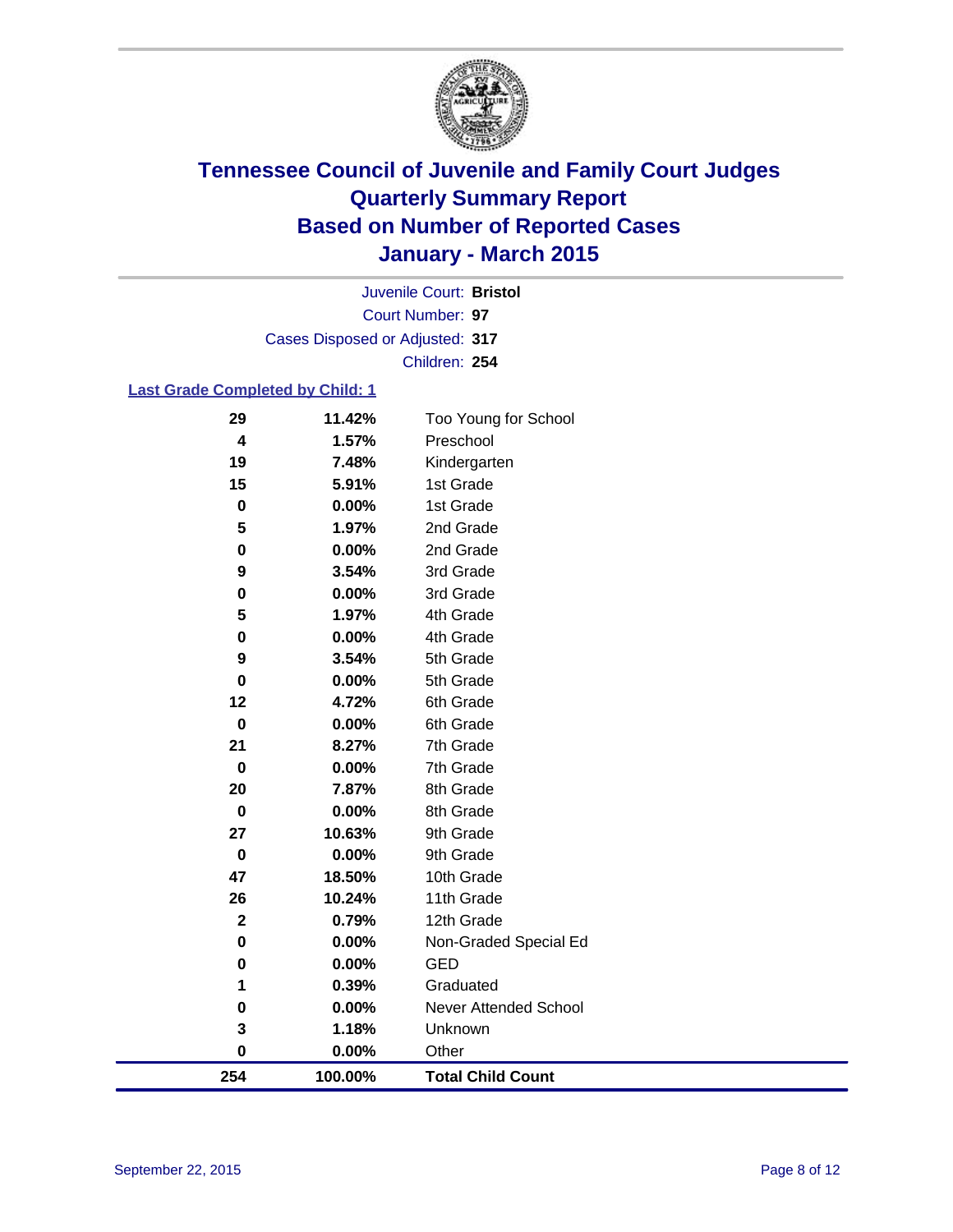# Tennessee Council of Juvenile and Family Court Judges
## Quarterly Summary Report
## Based on Number of Reported Cases
## January - March 2015

Juvenile Court: **Bristol**
Court Number: **97**
Cases Disposed or Adjusted: **317**
Children: **254**

### Last Grade Completed by Child: 1

| Count | Percent | Grade |
|---|---|---|
| 29 | 11.42% | Too Young for School |
| 4 | 1.57% | Preschool |
| 19 | 7.48% | Kindergarten |
| 15 | 5.91% | 1st Grade |
| 0 | 0.00% | 1st Grade |
| 5 | 1.97% | 2nd Grade |
| 0 | 0.00% | 2nd Grade |
| 9 | 3.54% | 3rd Grade |
| 0 | 0.00% | 3rd Grade |
| 5 | 1.97% | 4th Grade |
| 0 | 0.00% | 4th Grade |
| 9 | 3.54% | 5th Grade |
| 0 | 0.00% | 5th Grade |
| 12 | 4.72% | 6th Grade |
| 0 | 0.00% | 6th Grade |
| 21 | 8.27% | 7th Grade |
| 0 | 0.00% | 7th Grade |
| 20 | 7.87% | 8th Grade |
| 0 | 0.00% | 8th Grade |
| 27 | 10.63% | 9th Grade |
| 0 | 0.00% | 9th Grade |
| 47 | 18.50% | 10th Grade |
| 26 | 10.24% | 11th Grade |
| 2 | 0.79% | 12th Grade |
| 0 | 0.00% | Non-Graded Special Ed |
| 0 | 0.00% | GED |
| 1 | 0.39% | Graduated |
| 0 | 0.00% | Never Attended School |
| 3 | 1.18% | Unknown |
| 0 | 0.00% | Other |
| **254** | **100.00%** | **Total Child Count** |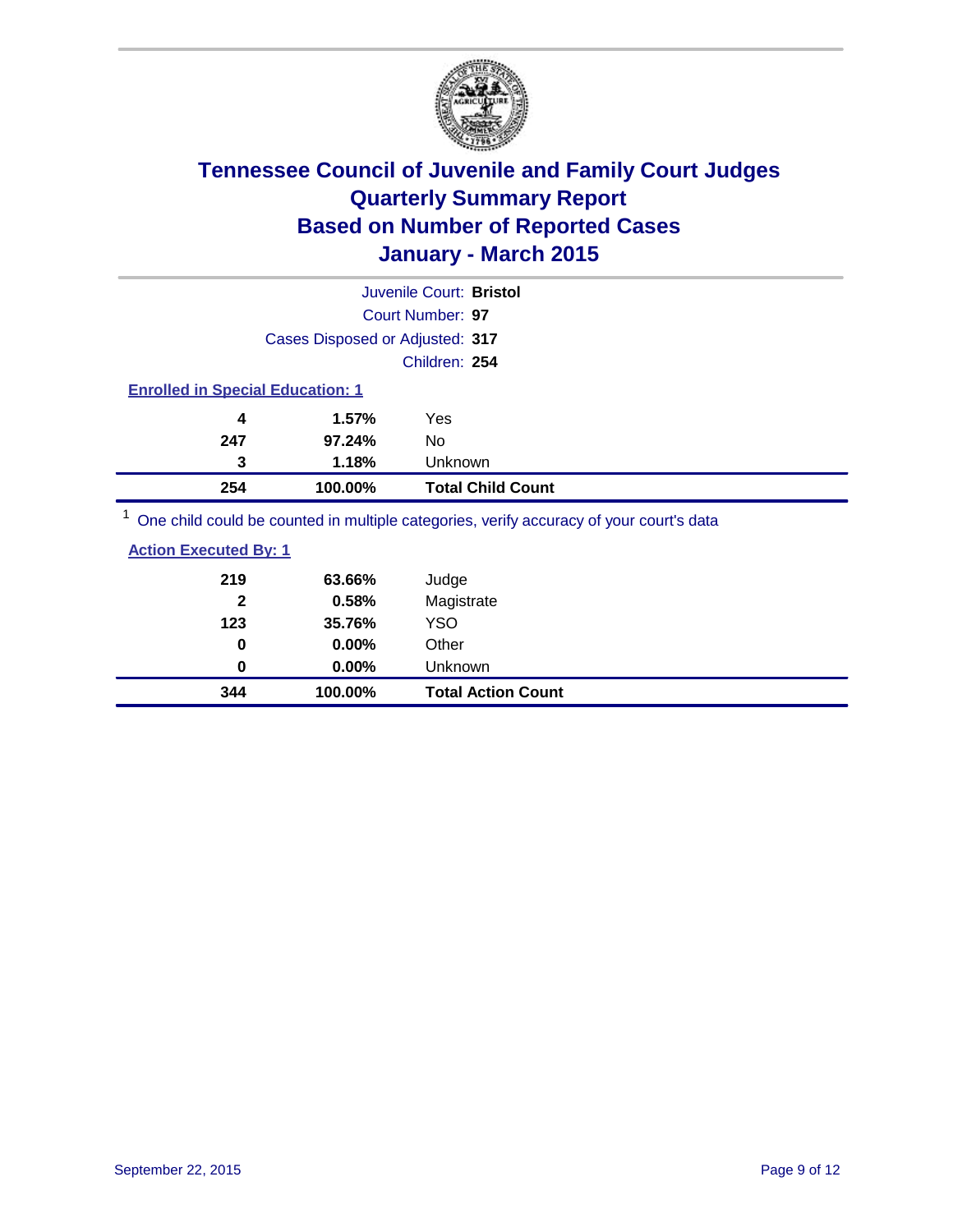# Tennessee Council of Juvenile and Family Court Judges
# Quarterly Summary Report
# Based on Number of Reported Cases
# January - March 2015

Juvenile Court: **Bristol**

Court Number: **97**

Cases Disposed or Adjusted: **317**

Children: **254**

**Enrolled in Special Education: 1**

| Count | Percent | Category |
|---|---|---|
| 4 | 1.57% | Yes |
| 247 | 97.24% | No |
| 3 | 1.18% | Unknown |
| **254** | **100.00%** | **Total Child Count** |

[1] One child could be counted in multiple categories, verify accuracy of your court's data

**Action Executed By: 1**

| Count | Percent | Category |
|---|---|---|
| 219 | 63.66% | Judge |
| 2 | 0.58% | Magistrate |
| 123 | 35.76% | YSO |
| 0 | 0.00% | Other |
| 0 | 0.00% | Unknown |
| **344** | **100.00%** | **Total Action Count** |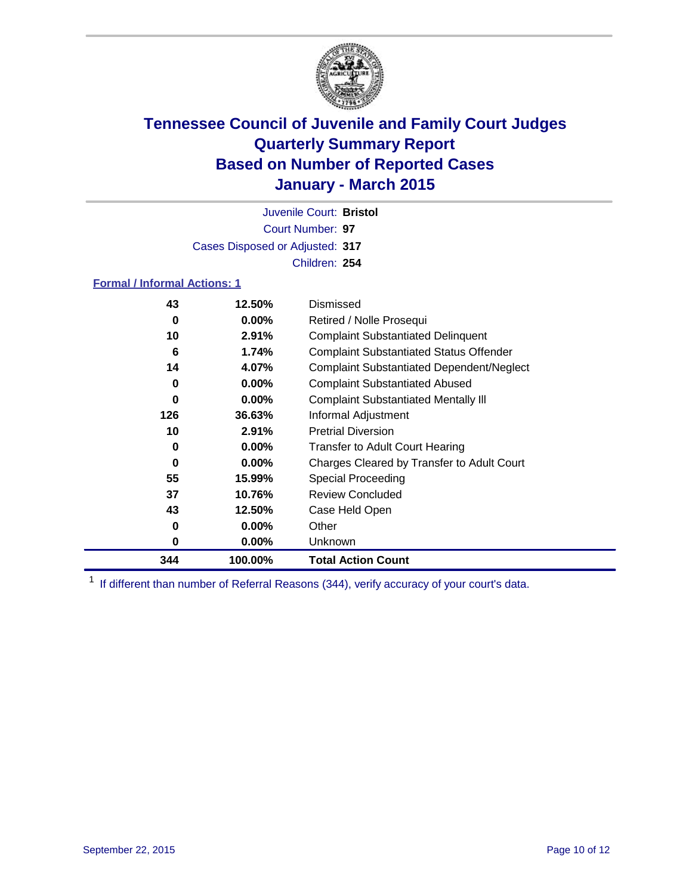# Tennessee Council of Juvenile and Family Court Judges
## Quarterly Summary Report
## Based on Number of Reported Cases
## January - March 2015

Juvenile Court: **Bristol**

Court Number: **97**

Cases Disposed or Adjusted: **317**

Children: **254**

**Formal / Informal Actions: 1**

| Count | Percent | Action |
|---|---|---|
| 43 | 12.50% | Dismissed |
| 0 | 0.00% | Retired / Nolle Prosequi |
| 10 | 2.91% | Complaint Substantiated Delinquent |
| 6 | 1.74% | Complaint Substantiated Status Offender |
| 14 | 4.07% | Complaint Substantiated Dependent/Neglect |
| 0 | 0.00% | Complaint Substantiated Abused |
| 0 | 0.00% | Complaint Substantiated Mentally Ill |
| 126 | 36.63% | Informal Adjustment |
| 10 | 2.91% | Pretrial Diversion |
| 0 | 0.00% | Transfer to Adult Court Hearing |
| 0 | 0.00% | Charges Cleared by Transfer to Adult Court |
| 55 | 15.99% | Special Proceeding |
| 37 | 10.76% | Review Concluded |
| 43 | 12.50% | Case Held Open |
| 0 | 0.00% | Other |
| 0 | 0.00% | Unknown |
| **344** | **100.00%** | **Total Action Count** |

[1] If different than number of Referral Reasons (344), verify accuracy of your court's data.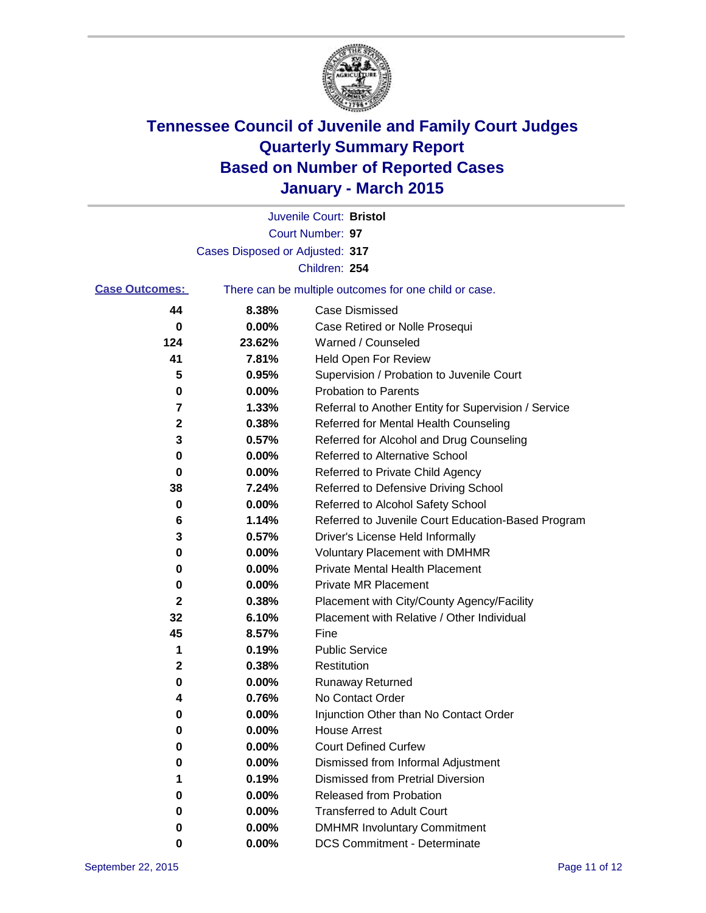# Tennessee Council of Juvenile and Family Court Judges
# Quarterly Summary Report
# Based on Number of Reported Cases
# January - March 2015

Juvenile Court: **Bristol**
Court Number: **97**
Cases Disposed or Adjusted: **317**
Children: **254**

**Case Outcomes:** There can be multiple outcomes for one child or case.

| Count | Percent | Outcome |
|---|---|---|
| 44 | 8.38% | Case Dismissed |
| 0 | 0.00% | Case Retired or Nolle Prosequi |
| 124 | 23.62% | Warned / Counseled |
| 41 | 7.81% | Held Open For Review |
| 5 | 0.95% | Supervision / Probation to Juvenile Court |
| 0 | 0.00% | Probation to Parents |
| 7 | 1.33% | Referral to Another Entity for Supervision / Service |
| 2 | 0.38% | Referred for Mental Health Counseling |
| 3 | 0.57% | Referred for Alcohol and Drug Counseling |
| 0 | 0.00% | Referred to Alternative School |
| 0 | 0.00% | Referred to Private Child Agency |
| 38 | 7.24% | Referred to Defensive Driving School |
| 0 | 0.00% | Referred to Alcohol Safety School |
| 6 | 1.14% | Referred to Juvenile Court Education-Based Program |
| 3 | 0.57% | Driver's License Held Informally |
| 0 | 0.00% | Voluntary Placement with DMHMR |
| 0 | 0.00% | Private Mental Health Placement |
| 0 | 0.00% | Private MR Placement |
| 2 | 0.38% | Placement with City/County Agency/Facility |
| 32 | 6.10% | Placement with Relative / Other Individual |
| 45 | 8.57% | Fine |
| 1 | 0.19% | Public Service |
| 2 | 0.38% | Restitution |
| 0 | 0.00% | Runaway Returned |
| 4 | 0.76% | No Contact Order |
| 0 | 0.00% | Injunction Other than No Contact Order |
| 0 | 0.00% | House Arrest |
| 0 | 0.00% | Court Defined Curfew |
| 0 | 0.00% | Dismissed from Informal Adjustment |
| 1 | 0.19% | Dismissed from Pretrial Diversion |
| 0 | 0.00% | Released from Probation |
| 0 | 0.00% | Transferred to Adult Court |
| 0 | 0.00% | DMHMR Involuntary Commitment |
| 0 | 0.00% | DCS Commitment - Determinate |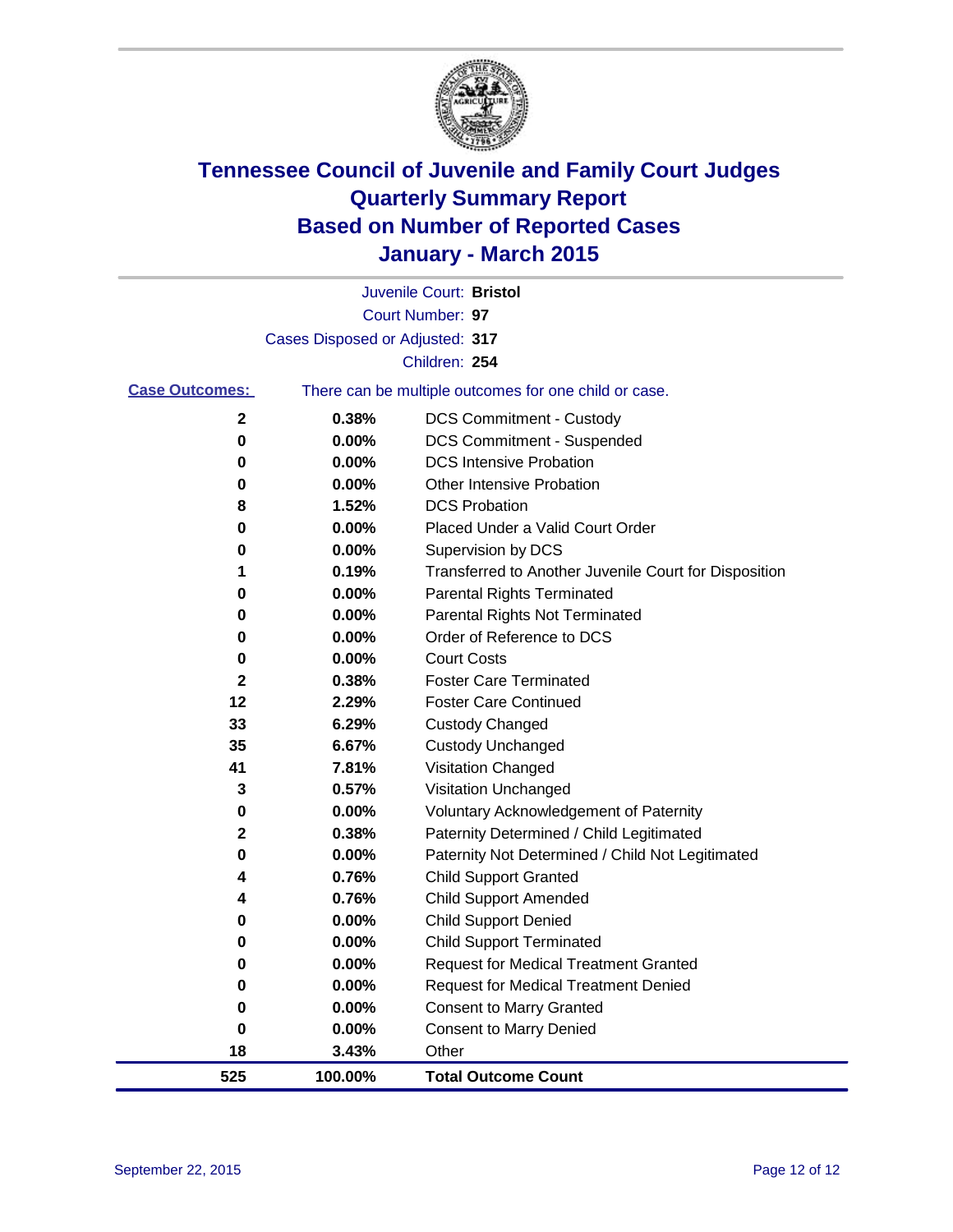# Tennessee Council of Juvenile and Family Court Judges
# Quarterly Summary Report
# Based on Number of Reported Cases
# January - March 2015

Juvenile Court: **Bristol**

Court Number: **97**

Cases Disposed or Adjusted: **317**

Children: **254**

**Case Outcomes:** There can be multiple outcomes for one child or case.

| | | |
|---|---|---|
| 2 | 0.38% | DCS Commitment - Custody |
| 0 | 0.00% | DCS Commitment - Suspended |
| 0 | 0.00% | DCS Intensive Probation |
| 0 | 0.00% | Other Intensive Probation |
| 8 | 1.52% | DCS Probation |
| 0 | 0.00% | Placed Under a Valid Court Order |
| 0 | 0.00% | Supervision by DCS |
| 1 | 0.19% | Transferred to Another Juvenile Court for Disposition |
| 0 | 0.00% | Parental Rights Terminated |
| 0 | 0.00% | Parental Rights Not Terminated |
| 0 | 0.00% | Order of Reference to DCS |
| 0 | 0.00% | Court Costs |
| 2 | 0.38% | Foster Care Terminated |
| 12 | 2.29% | Foster Care Continued |
| 33 | 6.29% | Custody Changed |
| 35 | 6.67% | Custody Unchanged |
| 41 | 7.81% | Visitation Changed |
| 3 | 0.57% | Visitation Unchanged |
| 0 | 0.00% | Voluntary Acknowledgement of Paternity |
| 2 | 0.38% | Paternity Determined / Child Legitimated |
| 0 | 0.00% | Paternity Not Determined / Child Not Legitimated |
| 4 | 0.76% | Child Support Granted |
| 4 | 0.76% | Child Support Amended |
| 0 | 0.00% | Child Support Denied |
| 0 | 0.00% | Child Support Terminated |
| 0 | 0.00% | Request for Medical Treatment Granted |
| 0 | 0.00% | Request for Medical Treatment Denied |
| 0 | 0.00% | Consent to Marry Granted |
| 0 | 0.00% | Consent to Marry Denied |
| 18 | 3.43% | Other |
| **525** | **100.00%** | **Total Outcome Count** |

September 22, 2015